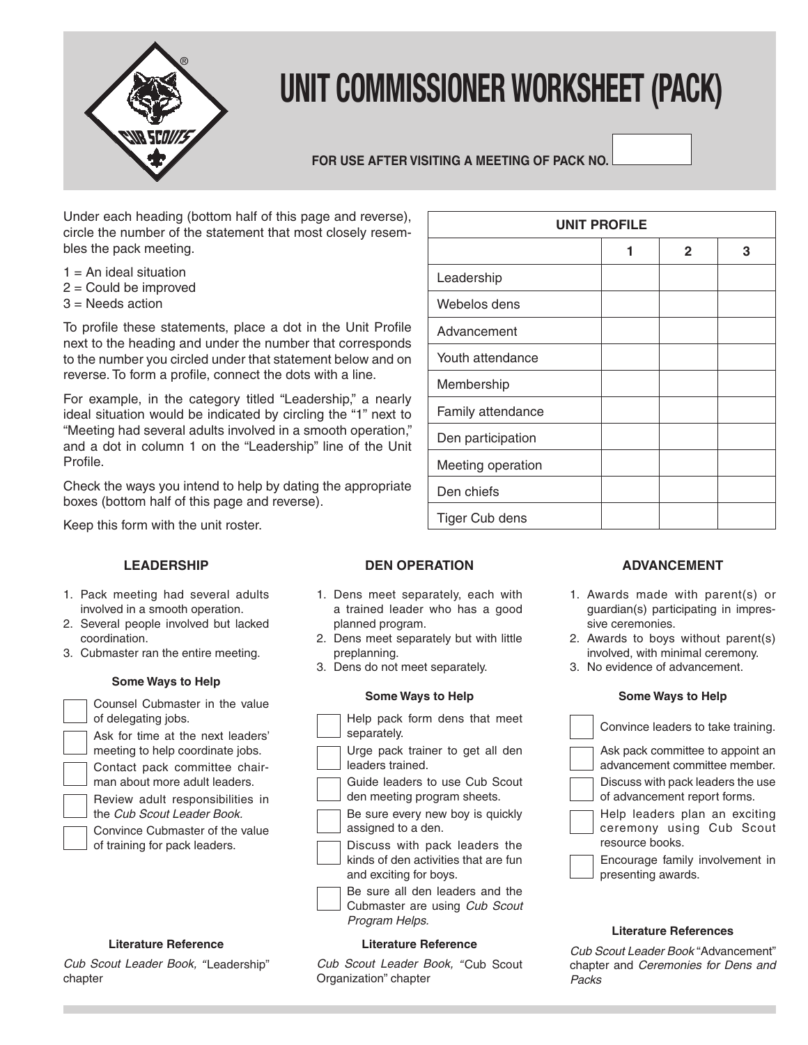# UNIT COMMISSIONER WORKSHEET (PACK)

**FOR USE AFTER VISITING A MEETING OF PACK NO.** ______

Under each heading (bottom half of this page and reverse), circle the number of the statement that most closely resembles the pack meeting.

1 = An ideal situation
2 = Could be improved
3 = Needs action

To profile these statements, place a dot in the Unit Profile next to the heading and under the number that corresponds to the number you circled under that statement below and on reverse. To form a profile, connect the dots with a line.

For example, in the category titled "Leadership," a nearly ideal situation would be indicated by circling the "1" next to "Meeting had several adults involved in a smooth operation," and a dot in column 1 on the "Leadership" line of the Unit Profile.

Check the ways you intend to help by dating the appropriate boxes (bottom half of this page and reverse).

Keep this form with the unit roster.

| UNIT PROFILE | 1 | 2 | 3 |
|---|---|---|---|
| Leadership | | | |
| Webelos dens | | | |
| Advancement | | | |
| Youth attendance | | | |
| Membership | | | |
| Family attendance | | | |
| Den participation | | | |
| Meeting operation | | | |
| Den chiefs | | | |
| Tiger Cub dens | | | |

### LEADERSHIP

1. Pack meeting had several adults involved in a smooth operation.
2. Several people involved but lacked coordination.
3. Cubmaster ran the entire meeting.

**Some Ways to Help**

- ☐ Counsel Cubmaster in the value of delegating jobs.
- ☐ Ask for time at the next leaders' meeting to help coordinate jobs.
- ☐ Contact pack committee chairman about more adult leaders.
- ☐ Review adult responsibilities in the *Cub Scout Leader Book.*
- ☐ Convince Cubmaster of the value of training for pack leaders.

**Literature Reference**

*Cub Scout Leader Book,* "Leadership" chapter

### DEN OPERATION

1. Dens meet separately, each with a trained leader who has a good planned program.
2. Dens meet separately but with little preplanning.
3. Dens do not meet separately.

**Some Ways to Help**

- ☐ Help pack form dens that meet separately.
- ☐ Urge pack trainer to get all den leaders trained.
- ☐ Guide leaders to use Cub Scout den meeting program sheets.
- ☐ Be sure every new boy is quickly assigned to a den.
- ☐ Discuss with pack leaders the kinds of den activities that are fun and exciting for boys.
- ☐ Be sure all den leaders and the Cubmaster are using *Cub Scout Program Helps.*

**Literature Reference**

*Cub Scout Leader Book,* "Cub Scout Organization" chapter

### ADVANCEMENT

1. Awards made with parent(s) or guardian(s) participating in impressive ceremonies.
2. Awards to boys without parent(s) involved, with minimal ceremony.
3. No evidence of advancement.

**Some Ways to Help**

- ☐ Convince leaders to take training.
- ☐ Ask pack committee to appoint an advancement committee member.
- ☐ Discuss with pack leaders the use of advancement report forms.
- ☐ Help leaders plan an exciting ceremony using Cub Scout resource books.
- ☐ Encourage family involvement in presenting awards.

**Literature References**

*Cub Scout Leader Book* "Advancement" chapter and *Ceremonies for Dens and Packs*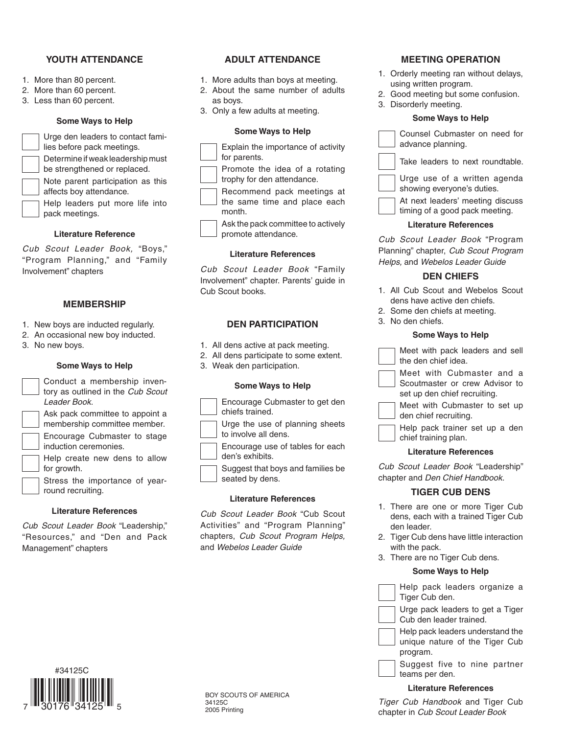## YOUTH ATTENDANCE

1. More than 80 percent.
2. More than 60 percent.
3. Less than 60 percent.

### Some Ways to Help

- [ ] Urge den leaders to contact families before pack meetings.
- [ ] Determine if weak leadership must be strengthened or replaced.
- [ ] Note parent participation as this affects boy attendance.
- [ ] Help leaders put more life into pack meetings.

### Literature Reference

*Cub Scout Leader Book,* "Boys," "Program Planning," and "Family Involvement" chapters

## MEMBERSHIP

1. New boys are inducted regularly.
2. An occasional new boy inducted.
3. No new boys.

### Some Ways to Help

- [ ] Conduct a membership inventory as outlined in the *Cub Scout Leader Book.*
- [ ] Ask pack committee to appoint a membership committee member.
- [ ] Encourage Cubmaster to stage induction ceremonies.
- [ ] Help create new dens to allow for growth.
- [ ] Stress the importance of year-round recruiting.

### Literature References

*Cub Scout Leader Book* "Leadership," "Resources," and "Den and Pack Management" chapters

## ADULT ATTENDANCE

1. More adults than boys at meeting.
2. About the same number of adults as boys.
3. Only a few adults at meeting.

### Some Ways to Help

- [ ] Explain the importance of activity for parents.
- [ ] Promote the idea of a rotating trophy for den attendance.
- [ ] Recommend pack meetings at the same time and place each month.
- [ ] Ask the pack committee to actively promote attendance.

### Literature References

*Cub Scout Leader Book* "Family Involvement" chapter. Parents' guide in Cub Scout books.

## DEN PARTICIPATION

1. All dens active at pack meeting.
2. All dens participate to some extent.
3. Weak den participation.

### Some Ways to Help

- [ ] Encourage Cubmaster to get den chiefs trained.
- [ ] Urge the use of planning sheets to involve all dens.
- [ ] Encourage use of tables for each den's exhibits.
- [ ] Suggest that boys and families be seated by dens.

### Literature References

*Cub Scout Leader Book* "Cub Scout Activities" and "Program Planning" chapters, *Cub Scout Program Helps,* and *Webelos Leader Guide*

## MEETING OPERATION

1. Orderly meeting ran without delays, using written program.
2. Good meeting but some confusion.
3. Disorderly meeting.

### Some Ways to Help

- [ ] Counsel Cubmaster on need for advance planning.
- [ ] Take leaders to next roundtable.
- [ ] Urge use of a written agenda showing everyone's duties.
- [ ] At next leaders' meeting discuss timing of a good pack meeting.

### Literature References

*Cub Scout Leader Book* "Program Planning" chapter, *Cub Scout Program Helps,* and *Webelos Leader Guide*

## DEN CHIEFS

1. All Cub Scout and Webelos Scout dens have active den chiefs.
2. Some den chiefs at meeting.
3. No den chiefs.

### Some Ways to Help

- [ ] Meet with pack leaders and sell the den chief idea.
- [ ] Meet with Cubmaster and a Scoutmaster or crew Advisor to set up den chief recruiting.
- [ ] Meet with Cubmaster to set up den chief recruiting.
- [ ] Help pack trainer set up a den chief training plan.

### Literature References

*Cub Scout Leader Book* "Leadership" chapter and *Den Chief Handbook.*

## TIGER CUB DENS

1. There are one or more Tiger Cub dens, each with a trained Tiger Cub den leader.
2. Tiger Cub dens have little interaction with the pack.
3. There are no Tiger Cub dens.

### Some Ways to Help

- [ ] Help pack leaders organize a Tiger Cub den.
- [ ] Urge pack leaders to get a Tiger Cub den leader trained.
- [ ] Help pack leaders understand the unique nature of the Tiger Cub program.
- [ ] Suggest five to nine partner teams per den.

### Literature References

*Tiger Cub Handbook* and Tiger Cub chapter in *Cub Scout Leader Book*

#34125C

7 30176 34125 5

BOY SCOUTS OF AMERICA
34125C
2005 Printing